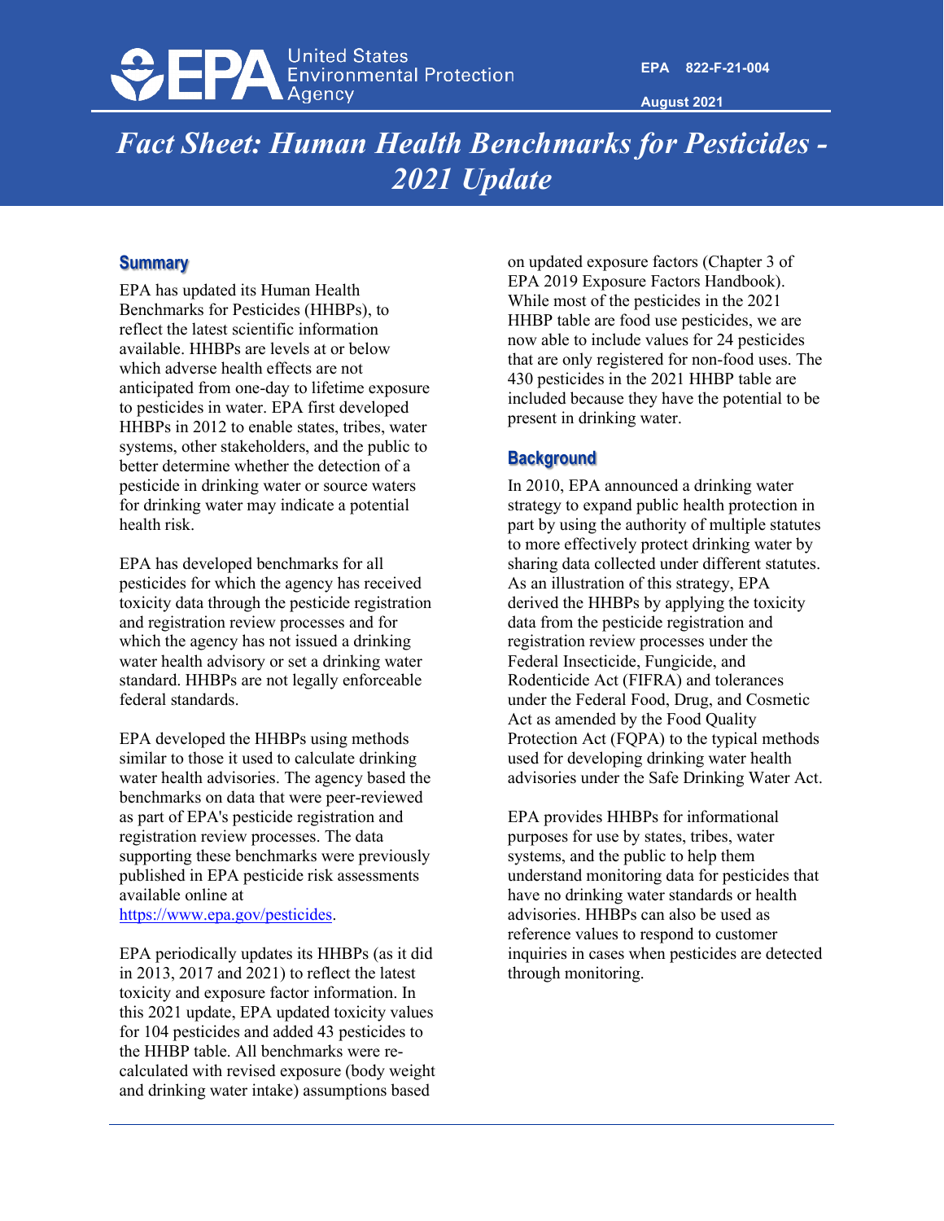EPA 822-F-21-004

August 2021

# *Fact Sheet: Human Health Benchmarks for Pesticides - 2021 Update*

## Summary

EPA has updated its Human Health Benchmarks for Pesticides (HHBPs), to reflect the latest scientific information available. HHBPs are levels at or below which adverse health effects are not anticipated from one-day to lifetime exposure to pesticides in water. EPA first developed HHBPs in 2012 to enable states, tribes, water systems, other stakeholders, and the public to better determine whether the detection of a pesticide in drinking water or source waters for drinking water may indicate a potential health risk.

EPA has developed benchmarks for all pesticides for which the agency has received toxicity data through the pesticide registration and registration review processes and for which the agency has not issued a drinking water health advisory or set a drinking water standard. HHBPs are not legally enforceable federal standards.

EPA developed the HHBPs using methods similar to those it used to calculate drinking water health advisories. The agency based the benchmarks on data that were peer-reviewed as part of EPA's pesticide registration and registration review processes. The data supporting these benchmarks were previously published in EPA pesticide risk assessments available online at https://www.epa.gov/pesticides.

EPA periodically updates its HHBPs (as it did in 2013, 2017 and 2021) to reflect the latest toxicity and exposure factor information. In this 2021 update, EPA updated toxicity values for 104 pesticides and added 43 pesticides to the HHBP table. All benchmarks were re-calculated with revised exposure (body weight and drinking water intake) assumptions based on updated exposure factors (Chapter 3 of EPA 2019 Exposure Factors Handbook). While most of the pesticides in the 2021 HHBP table are food use pesticides, we are now able to include values for 24 pesticides that are only registered for non-food uses. The 430 pesticides in the 2021 HHBP table are included because they have the potential to be present in drinking water.

## Background

In 2010, EPA announced a drinking water strategy to expand public health protection in part by using the authority of multiple statutes to more effectively protect drinking water by sharing data collected under different statutes. As an illustration of this strategy, EPA derived the HHBPs by applying the toxicity data from the pesticide registration and registration review processes under the Federal Insecticide, Fungicide, and Rodenticide Act (FIFRA) and tolerances under the Federal Food, Drug, and Cosmetic Act as amended by the Food Quality Protection Act (FQPA) to the typical methods used for developing drinking water health advisories under the Safe Drinking Water Act.

EPA provides HHBPs for informational purposes for use by states, tribes, water systems, and the public to help them understand monitoring data for pesticides that have no drinking water standards or health advisories. HHBPs can also be used as reference values to respond to customer inquiries in cases when pesticides are detected through monitoring.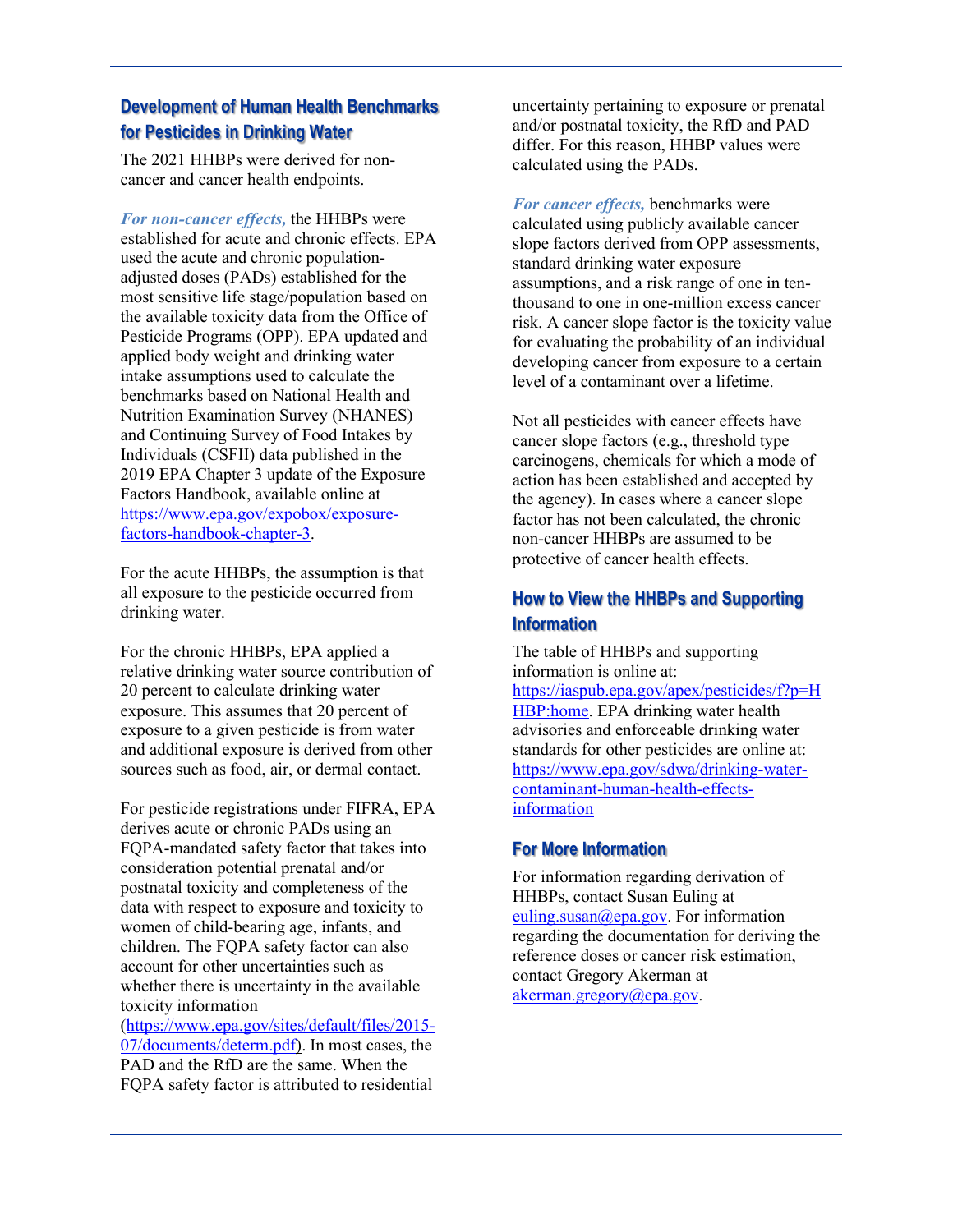## Development of Human Health Benchmarks for Pesticides in Drinking Water

The 2021 HHBPs were derived for non-cancer and cancer health endpoints.

***For non-cancer effects,*** the HHBPs were established for acute and chronic effects. EPA used the acute and chronic population-adjusted doses (PADs) established for the most sensitive life stage/population based on the available toxicity data from the Office of Pesticide Programs (OPP). EPA updated and applied body weight and drinking water intake assumptions used to calculate the benchmarks based on National Health and Nutrition Examination Survey (NHANES) and Continuing Survey of Food Intakes by Individuals (CSFII) data published in the 2019 EPA Chapter 3 update of the Exposure Factors Handbook, available online at [https://www.epa.gov/expobox/exposure-factors-handbook-chapter-3](https://www.epa.gov/expobox/exposure-factors-handbook-chapter-3).

For the acute HHBPs, the assumption is that all exposure to the pesticide occurred from drinking water.

For the chronic HHBPs, EPA applied a relative drinking water source contribution of 20 percent to calculate drinking water exposure. This assumes that 20 percent of exposure to a given pesticide is from water and additional exposure is derived from other sources such as food, air, or dermal contact.

For pesticide registrations under FIFRA, EPA derives acute or chronic PADs using an FQPA-mandated safety factor that takes into consideration potential prenatal and/or postnatal toxicity and completeness of the data with respect to exposure and toxicity to women of child-bearing age, infants, and children. The FQPA safety factor can also account for other uncertainties such as whether there is uncertainty in the available toxicity information ([https://www.epa.gov/sites/default/files/2015-07/documents/determ.pdf](https://www.epa.gov/sites/default/files/2015-07/documents/determ.pdf)). In most cases, the PAD and the RfD are the same. When the FQPA safety factor is attributed to residential uncertainty pertaining to exposure or prenatal and/or postnatal toxicity, the RfD and PAD differ. For this reason, HHBP values were calculated using the PADs.

***For cancer effects,*** benchmarks were calculated using publicly available cancer slope factors derived from OPP assessments, standard drinking water exposure assumptions, and a risk range of one in ten-thousand to one in one-million excess cancer risk. A cancer slope factor is the toxicity value for evaluating the probability of an individual developing cancer from exposure to a certain level of a contaminant over a lifetime.

Not all pesticides with cancer effects have cancer slope factors (e.g., threshold type carcinogens, chemicals for which a mode of action has been established and accepted by the agency). In cases where a cancer slope factor has not been calculated, the chronic non-cancer HHBPs are assumed to be protective of cancer health effects.

## How to View the HHBPs and Supporting Information

The table of HHBPs and supporting information is online at: [https://iaspub.epa.gov/apex/pesticides/f?p=HHBP:home](https://iaspub.epa.gov/apex/pesticides/f?p=HHBP:home). EPA drinking water health advisories and enforceable drinking water standards for other pesticides are online at: [https://www.epa.gov/sdwa/drinking-water-contaminant-human-health-effects-information](https://www.epa.gov/sdwa/drinking-water-contaminant-human-health-effects-information)

## For More Information

For information regarding derivation of HHBPs, contact Susan Euling at [euling.susan@epa.gov](mailto:euling.susan@epa.gov). For information regarding the documentation for deriving the reference doses or cancer risk estimation, contact Gregory Akerman at [akerman.gregory@epa.gov](mailto:akerman.gregory@epa.gov).